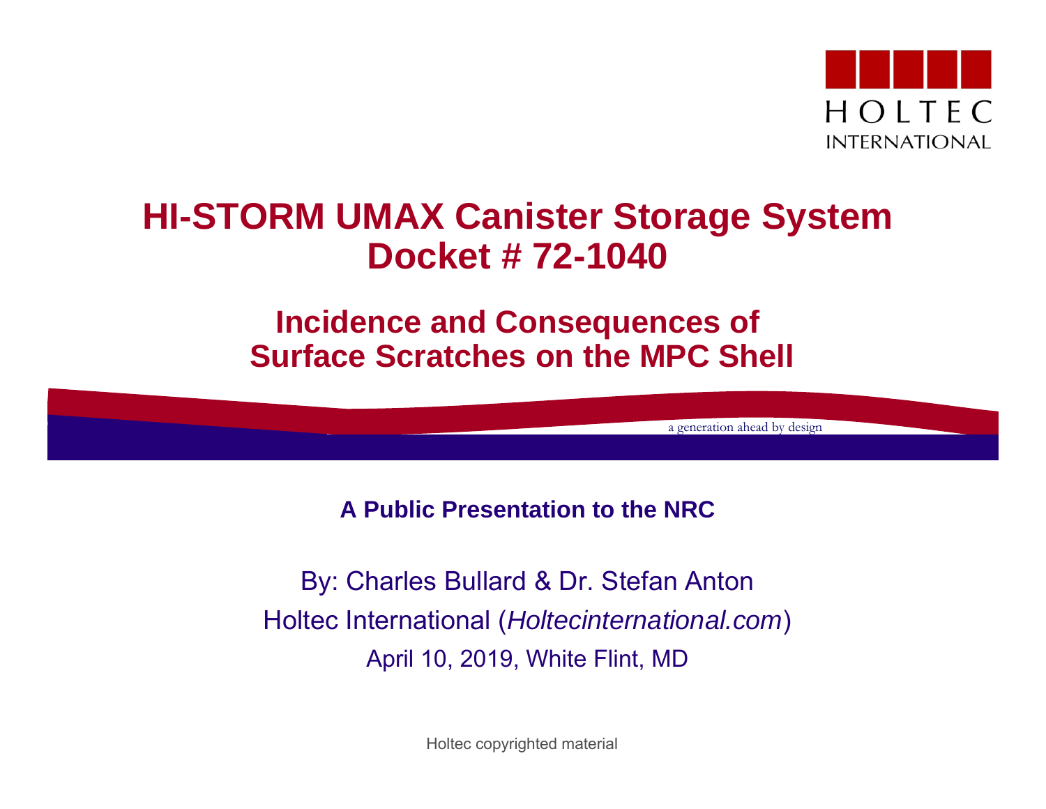HOLTEC INTERNATIONAL

# HI-STORM UMAX Canister Storage System Docket # 72-1040

## Incidence and Consequences of Surface Scratches on the MPC Shell

a generation ahead by design

**A Public Presentation to the NRC**

By: Charles Bullard & Dr. Stefan Anton

Holtec International (*Holtecinternational.com*)

April 10, 2019, White Flint, MD

Holtec copyrighted material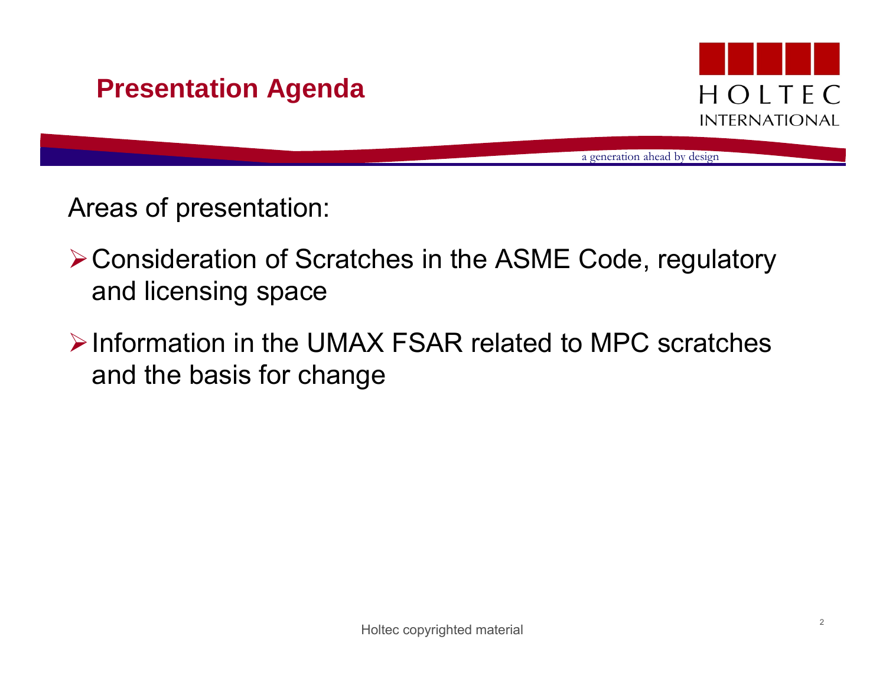## Presentation Agenda

Areas of presentation:

- Consideration of Scratches in the ASME Code, regulatory and licensing space
- Information in the UMAX FSAR related to MPC scratches and the basis for change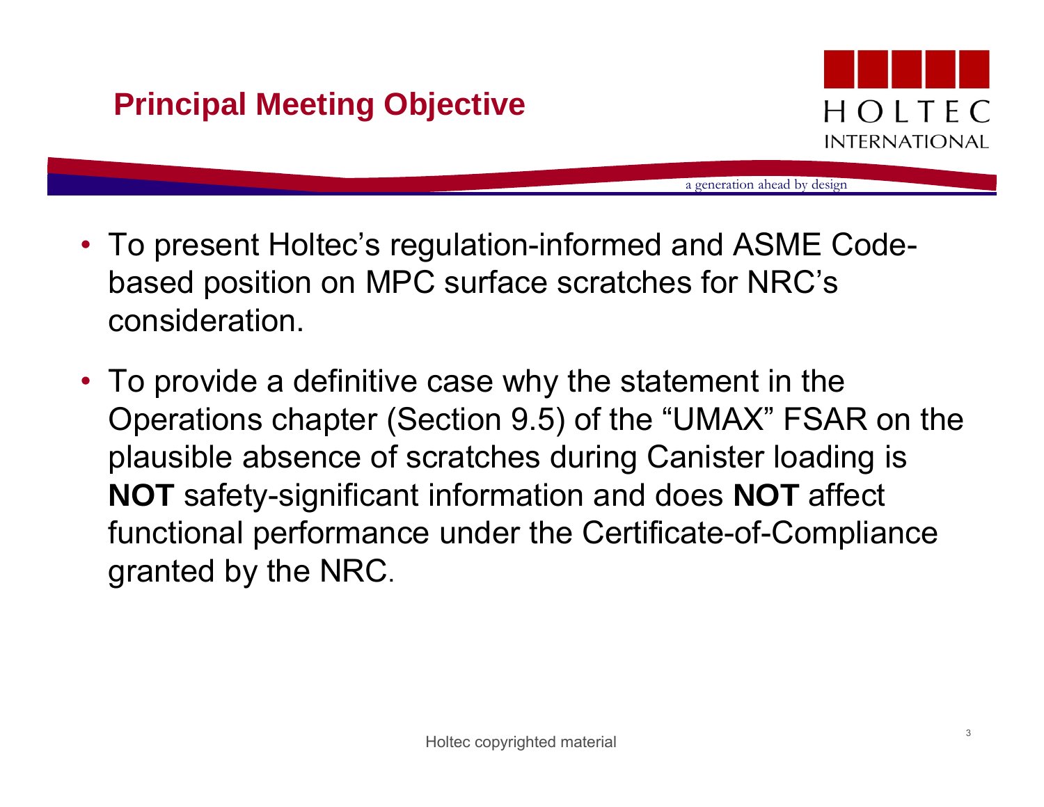## Principal Meeting Objective

- To present Holtec's regulation-informed and ASME Code-based position on MPC surface scratches for NRC's consideration.
- To provide a definitive case why the statement in the Operations chapter (Section 9.5) of the "UMAX" FSAR on the plausible absence of scratches during Canister loading is **NOT** safety-significant information and does **NOT** affect functional performance under the Certificate-of-Compliance granted by the NRC.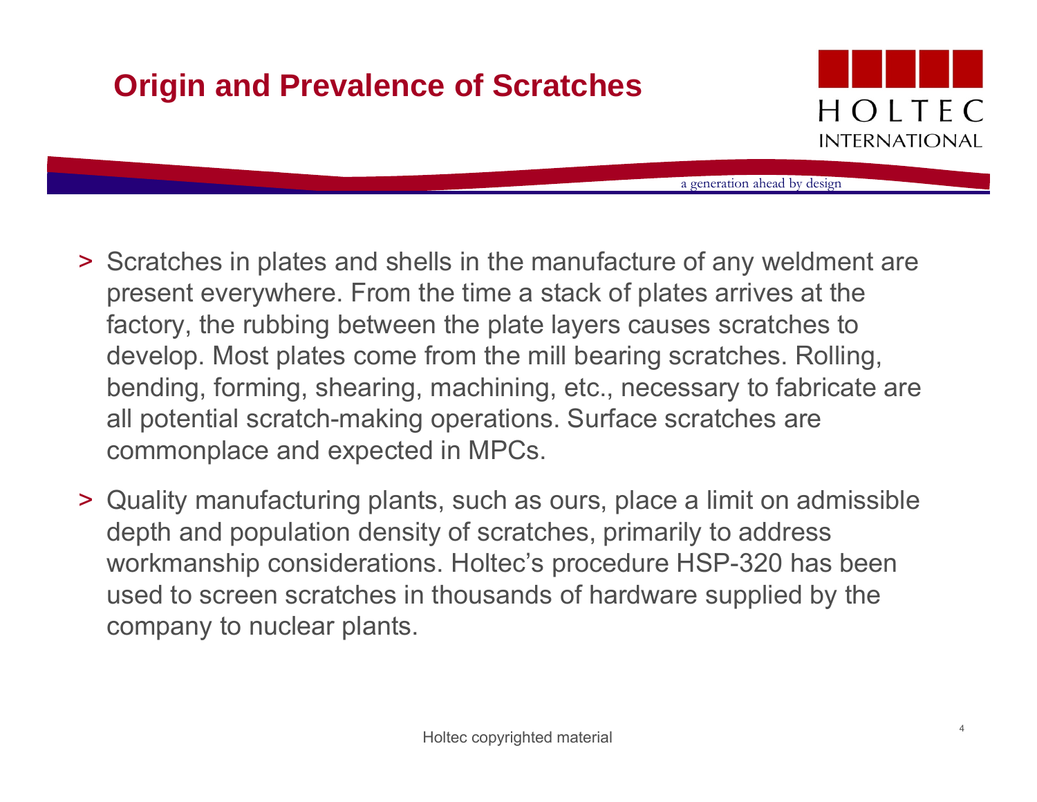# Origin and Prevalence of Scratches

- Scratches in plates and shells in the manufacture of any weldment are present everywhere. From the time a stack of plates arrives at the factory, the rubbing between the plate layers causes scratches to develop. Most plates come from the mill bearing scratches. Rolling, bending, forming, shearing, machining, etc., necessary to fabricate are all potential scratch-making operations. Surface scratches are commonplace and expected in MPCs.
- Quality manufacturing plants, such as ours, place a limit on admissible depth and population density of scratches, primarily to address workmanship considerations. Holtec's procedure HSP-320 has been used to screen scratches in thousands of hardware supplied by the company to nuclear plants.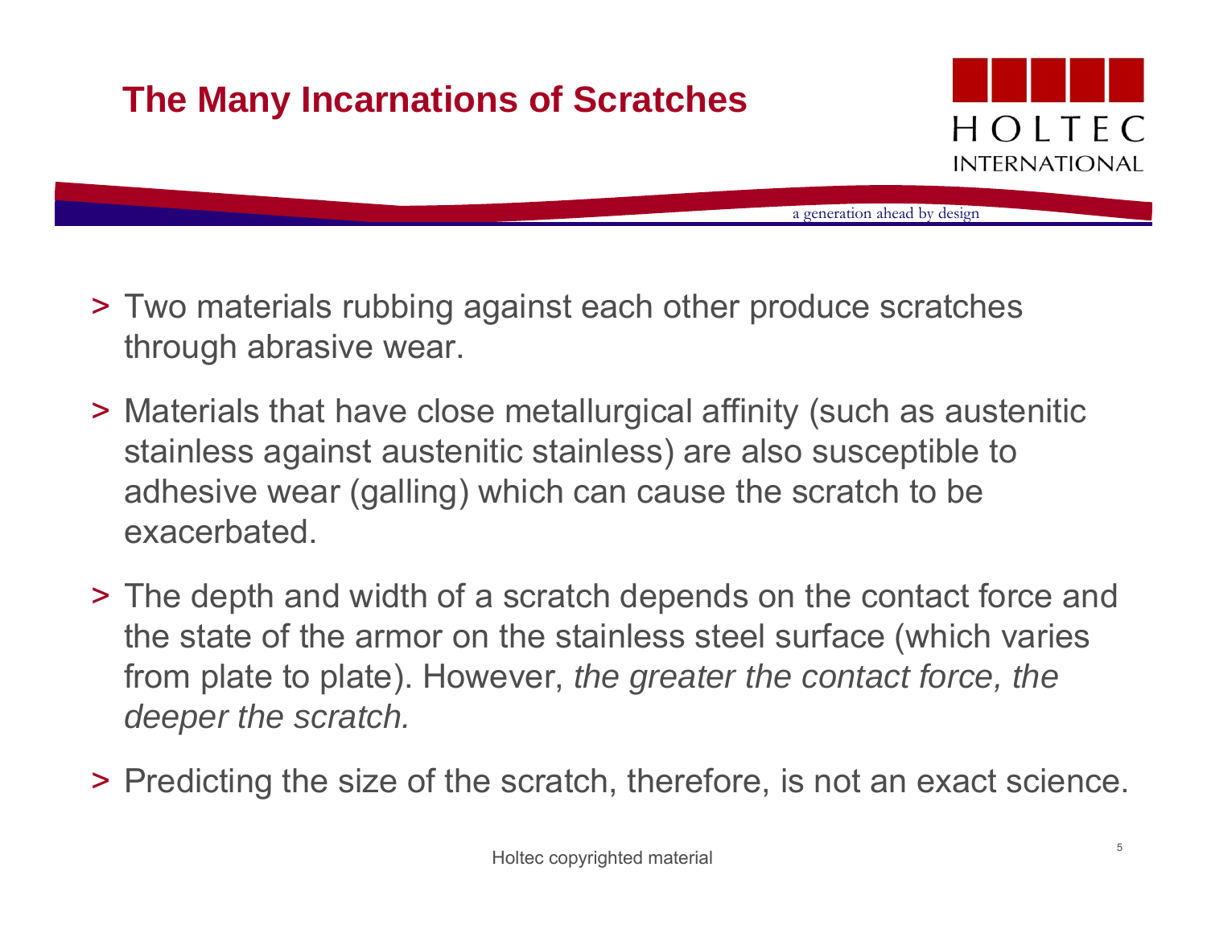# The Many Incarnations of Scratches

> Two materials rubbing against each other produce scratches through abrasive wear.

> Materials that have close metallurgical affinity (such as austenitic stainless against austenitic stainless) are also susceptible to adhesive wear (galling) which can cause the scratch to be exacerbated.

> The depth and width of a scratch depends on the contact force and the state of the armor on the stainless steel surface (which varies from plate to plate). However, *the greater the contact force, the deeper the scratch.*

> Predicting the size of the scratch, therefore, is not an exact science.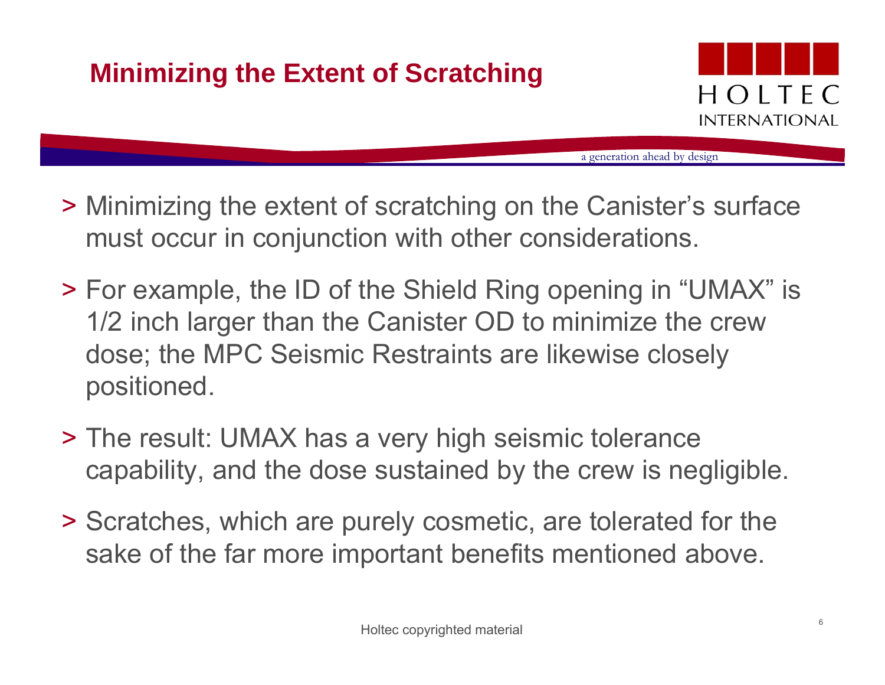# Minimizing the Extent of Scratching

- Minimizing the extent of scratching on the Canister's surface must occur in conjunction with other considerations.
- For example, the ID of the Shield Ring opening in "UMAX" is 1/2 inch larger than the Canister OD to minimize the crew dose; the MPC Seismic Restraints are likewise closely positioned.
- The result: UMAX has a very high seismic tolerance capability, and the dose sustained by the crew is negligible.
- Scratches, which are purely cosmetic, are tolerated for the sake of the far more important benefits mentioned above.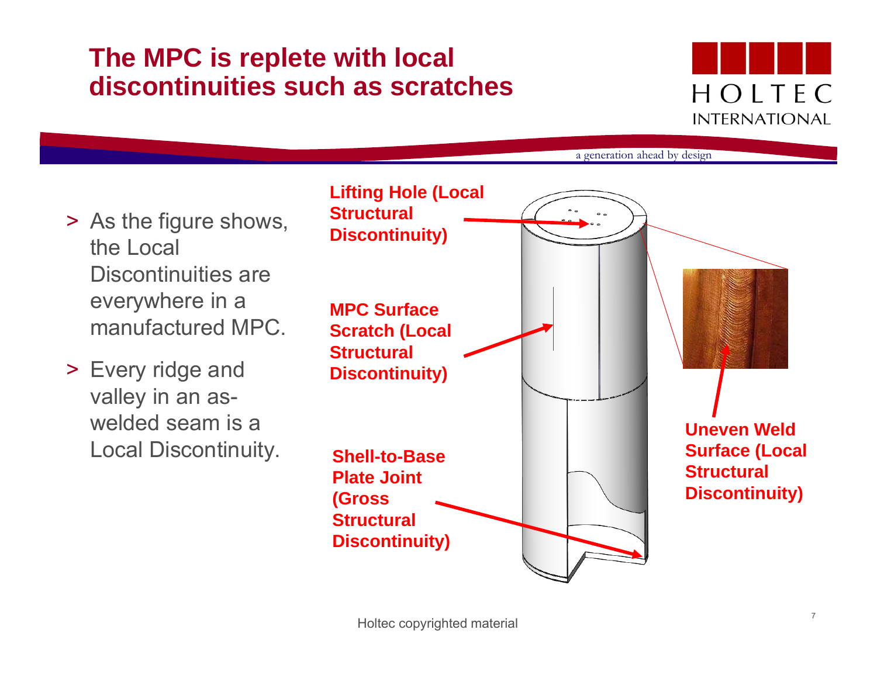# The MPC is replete with local discontinuities such as scratches

- As the figure shows, the Local Discontinuities are everywhere in a manufactured MPC.
- Every ridge and valley in an as-welded seam is a Local Discontinuity.

Lifting Hole (Local Structural Discontinuity)

MPC Surface Scratch (Local Structural Discontinuity)

Shell-to-Base Plate Joint (Gross Structural Discontinuity)

Uneven Weld Surface (Local Structural Discontinuity)

Holtec copyrighted material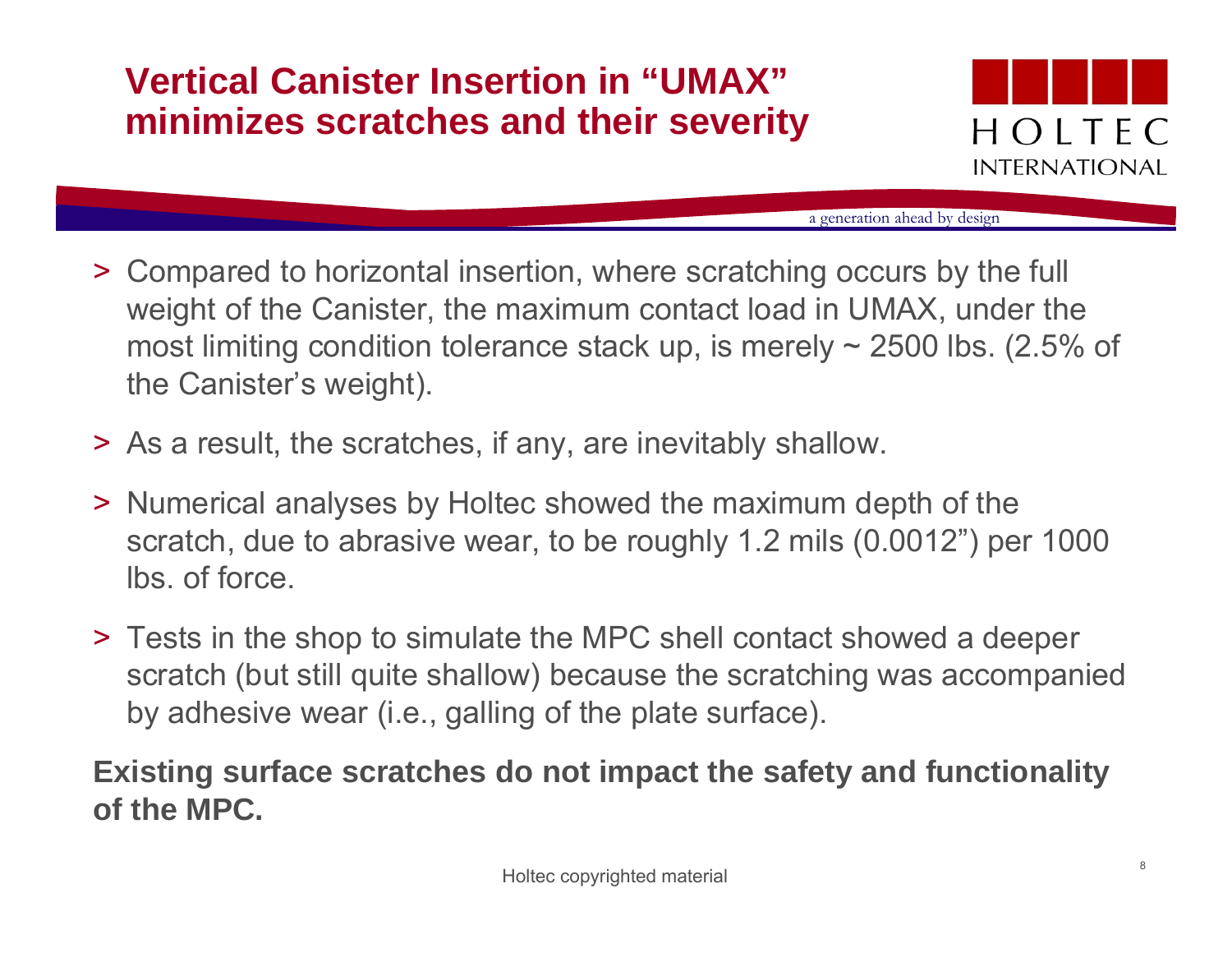# Vertical Canister Insertion in "UMAX" minimizes scratches and their severity

- Compared to horizontal insertion, where scratching occurs by the full weight of the Canister, the maximum contact load in UMAX, under the most limiting condition tolerance stack up, is merely ~ 2500 lbs. (2.5% of the Canister's weight).
- As a result, the scratches, if any, are inevitably shallow.
- Numerical analyses by Holtec showed the maximum depth of the scratch, due to abrasive wear, to be roughly 1.2 mils (0.0012") per 1000 lbs. of force.
- Tests in the shop to simulate the MPC shell contact showed a deeper scratch (but still quite shallow) because the scratching was accompanied by adhesive wear (i.e., galling of the plate surface).

**Existing surface scratches do not impact the safety and functionality of the MPC.**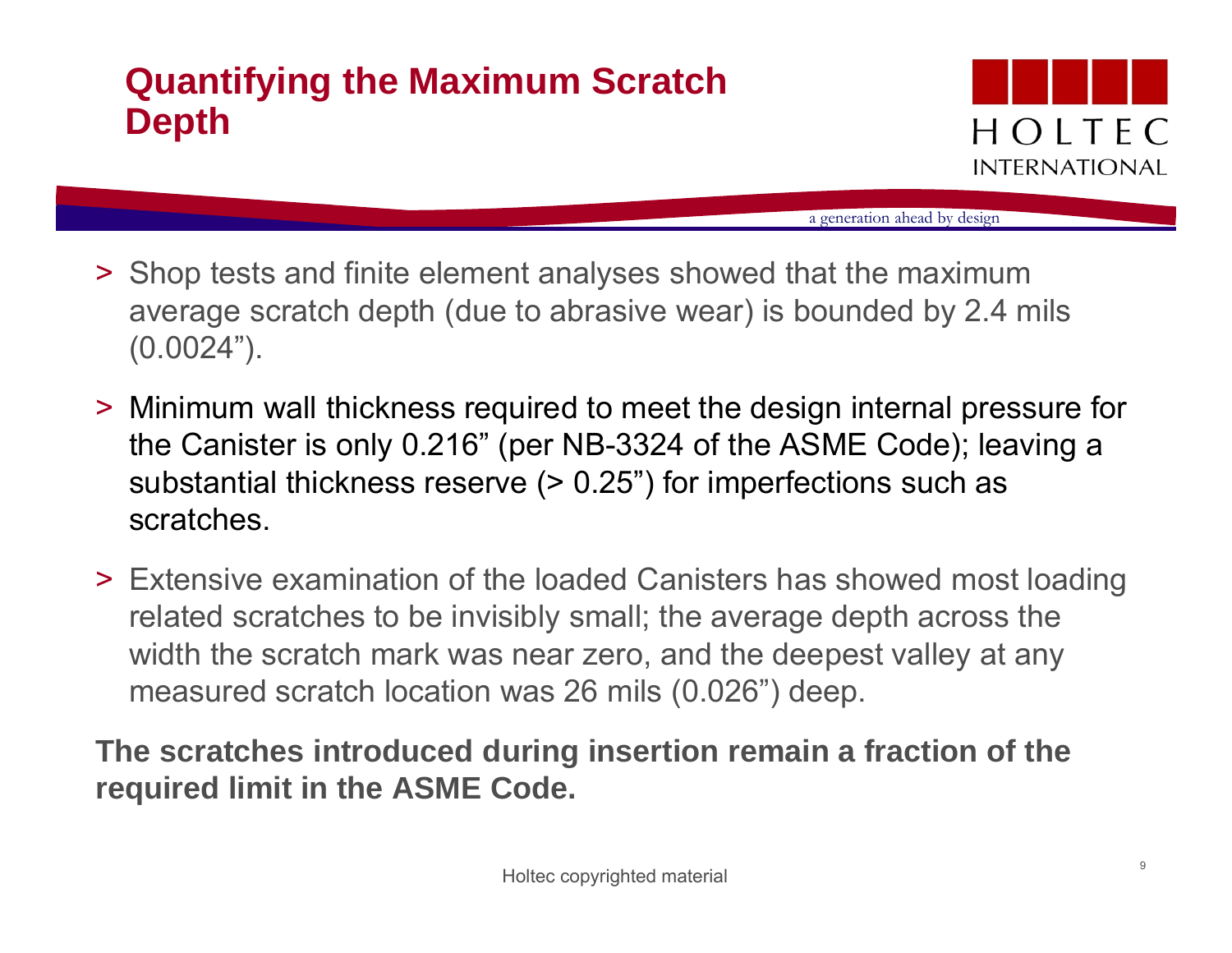# Quantifying the Maximum Scratch Depth

- Shop tests and finite element analyses showed that the maximum average scratch depth (due to abrasive wear) is bounded by 2.4 mils (0.0024").
- Minimum wall thickness required to meet the design internal pressure for the Canister is only 0.216" (per NB-3324 of the ASME Code); leaving a substantial thickness reserve (> 0.25") for imperfections such as scratches.
- Extensive examination of the loaded Canisters has showed most loading related scratches to be invisibly small; the average depth across the width the scratch mark was near zero, and the deepest valley at any measured scratch location was 26 mils (0.026") deep.

**The scratches introduced during insertion remain a fraction of the required limit in the ASME Code.**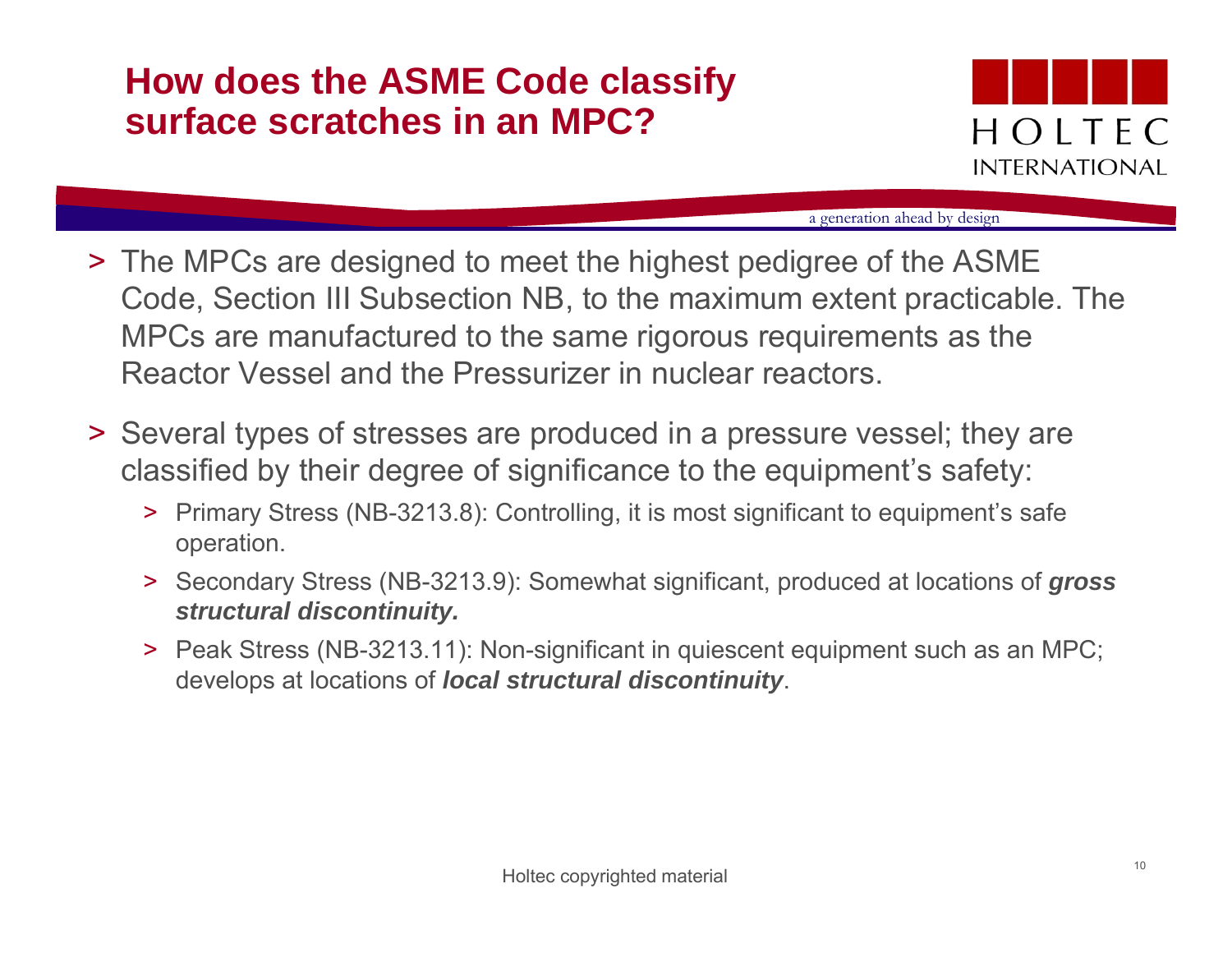# How does the ASME Code classify surface scratches in an MPC?

- The MPCs are designed to meet the highest pedigree of the ASME Code, Section III Subsection NB, to the maximum extent practicable. The MPCs are manufactured to the same rigorous requirements as the Reactor Vessel and the Pressurizer in nuclear reactors.
- Several types of stresses are produced in a pressure vessel; they are classified by their degree of significance to the equipment's safety:
  - Primary Stress (NB-3213.8): Controlling, it is most significant to equipment's safe operation.
  - Secondary Stress (NB-3213.9): Somewhat significant, produced at locations of ***gross structural discontinuity.***
  - Peak Stress (NB-3213.11): Non-significant in quiescent equipment such as an MPC; develops at locations of ***local structural discontinuity***.

Holtec copyrighted material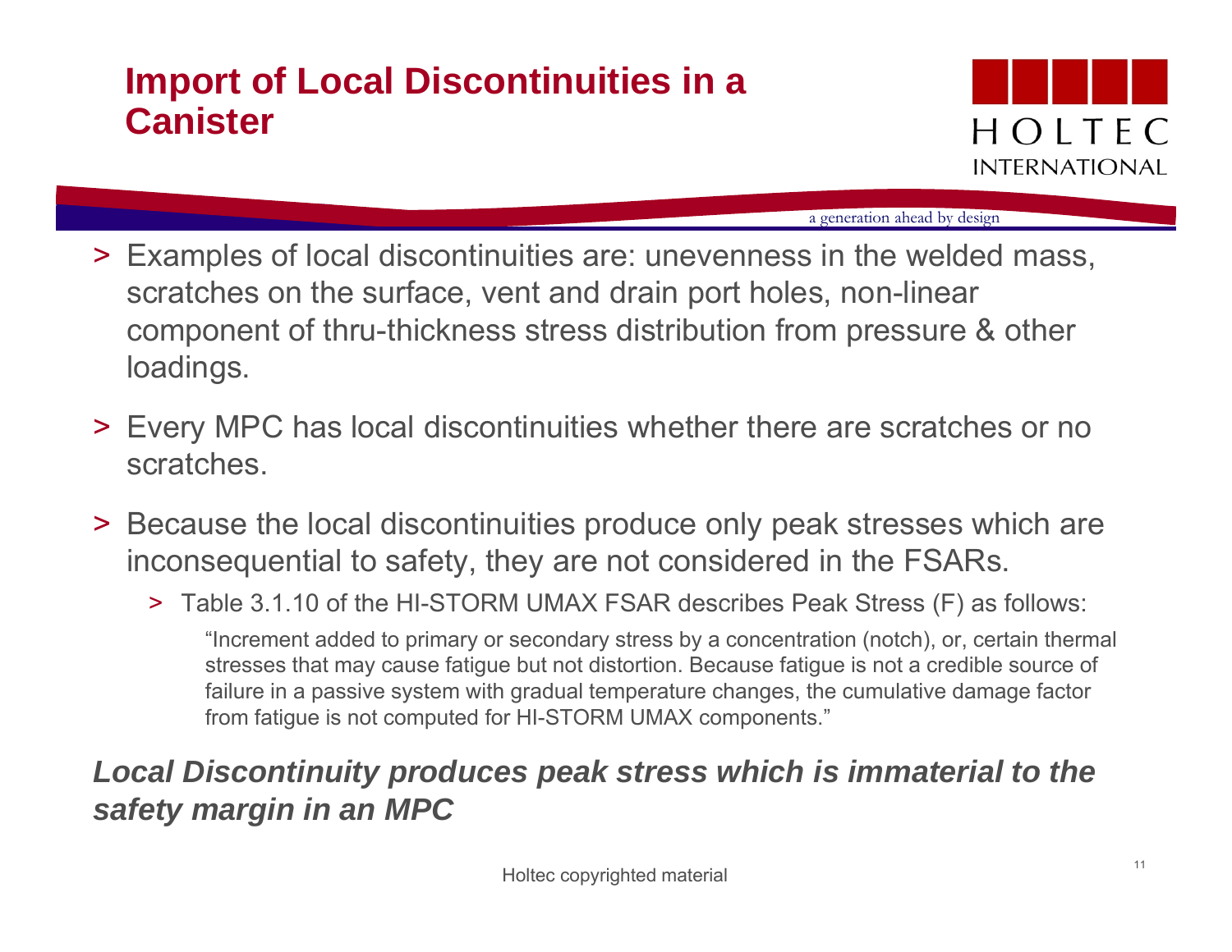# Import of Local Discontinuities in a Canister

- Examples of local discontinuities are: unevenness in the welded mass, scratches on the surface, vent and drain port holes, non-linear component of thru-thickness stress distribution from pressure & other loadings.
- Every MPC has local discontinuities whether there are scratches or no scratches.
- Because the local discontinuities produce only peak stresses which are inconsequential to safety, they are not considered in the FSARs.
  - Table 3.1.10 of the HI-STORM UMAX FSAR describes Peak Stress (F) as follows:

    "Increment added to primary or secondary stress by a concentration (notch), or, certain thermal stresses that may cause fatigue but not distortion. Because fatigue is not a credible source of failure in a passive system with gradual temperature changes, the cumulative damage factor from fatigue is not computed for HI-STORM UMAX components."

***Local Discontinuity produces peak stress which is immaterial to the safety margin in an MPC***

Holtec copyrighted material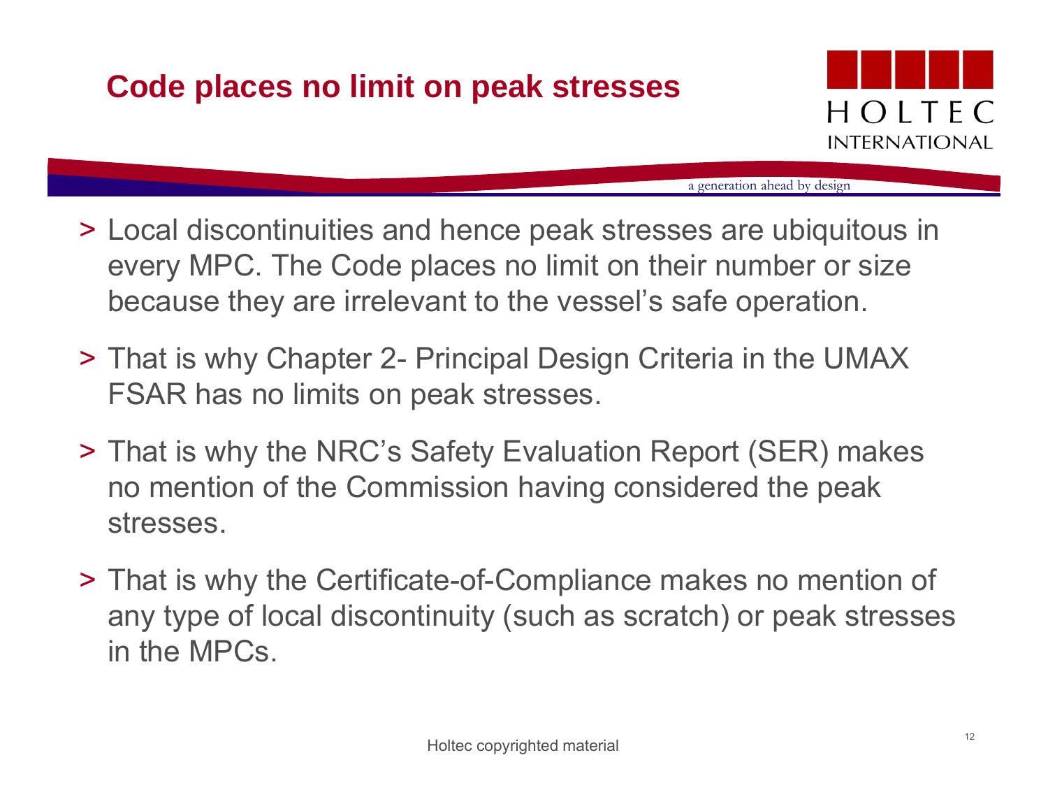# Code places no limit on peak stresses

- Local discontinuities and hence peak stresses are ubiquitous in every MPC. The Code places no limit on their number or size because they are irrelevant to the vessel's safe operation.
- That is why Chapter 2- Principal Design Criteria in the UMAX FSAR has no limits on peak stresses.
- That is why the NRC's Safety Evaluation Report (SER) makes no mention of the Commission having considered the peak stresses.
- That is why the Certificate-of-Compliance makes no mention of any type of local discontinuity (such as scratch) or peak stresses in the MPCs.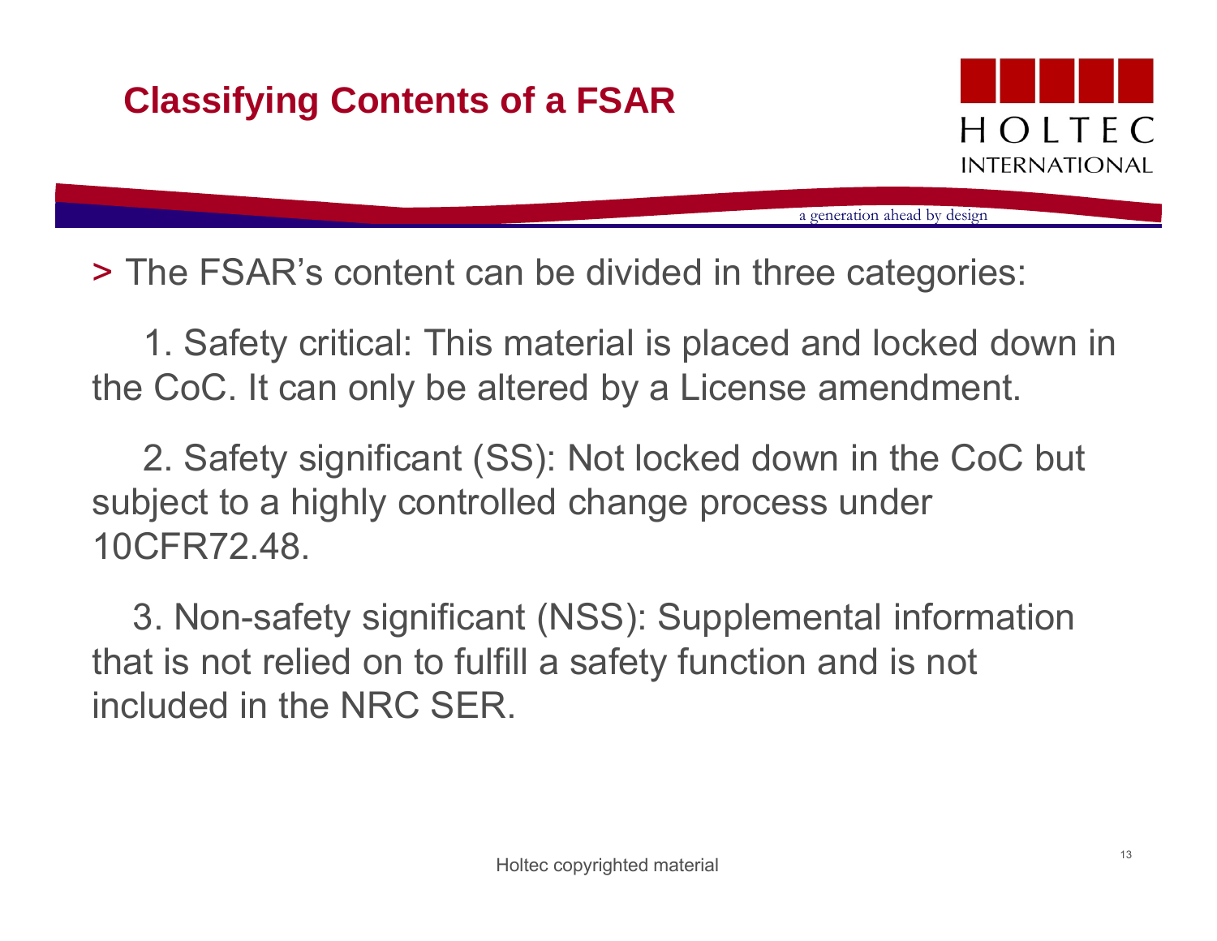# Classifying Contents of a FSAR

> The FSAR's content can be divided in three categories:

1. Safety critical: This material is placed and locked down in the CoC. It can only be altered by a License amendment.

2. Safety significant (SS): Not locked down in the CoC but subject to a highly controlled change process under 10CFR72.48.

3. Non-safety significant (NSS): Supplemental information that is not relied on to fulfill a safety function and is not included in the NRC SER.

Holtec copyrighted material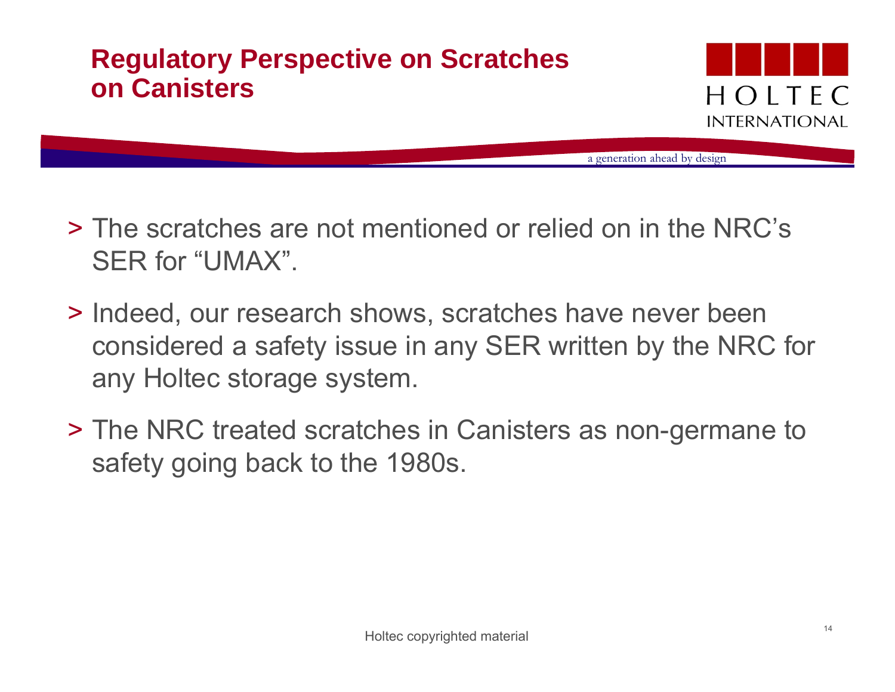# Regulatory Perspective on Scratches on Canisters

> The scratches are not mentioned or relied on in the NRC's SER for "UMAX".

> Indeed, our research shows, scratches have never been considered a safety issue in any SER written by the NRC for any Holtec storage system.

> The NRC treated scratches in Canisters as non-germane to safety going back to the 1980s.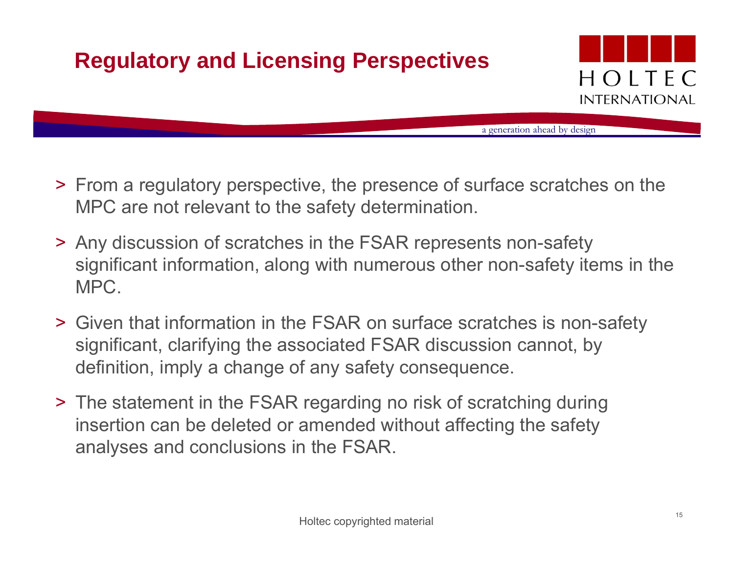# Regulatory and Licensing Perspectives

> From a regulatory perspective, the presence of surface scratches on the MPC are not relevant to the safety determination.

> Any discussion of scratches in the FSAR represents non-safety significant information, along with numerous other non-safety items in the MPC.

> Given that information in the FSAR on surface scratches is non-safety significant, clarifying the associated FSAR discussion cannot, by definition, imply a change of any safety consequence.

> The statement in the FSAR regarding no risk of scratching during insertion can be deleted or amended without affecting the safety analyses and conclusions in the FSAR.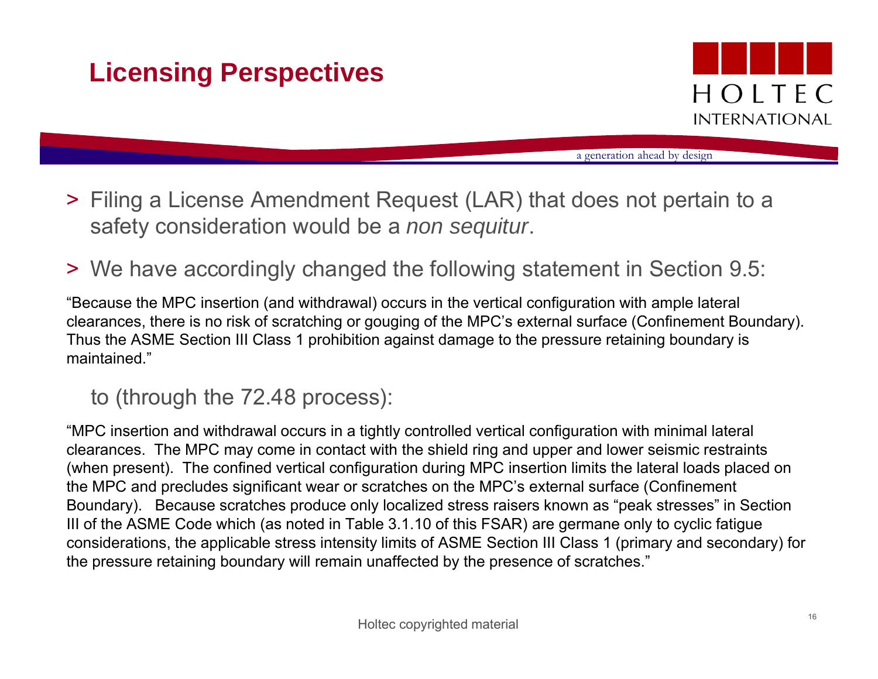# Licensing Perspectives

> Filing a License Amendment Request (LAR) that does not pertain to a safety consideration would be a *non sequitur*.

> We have accordingly changed the following statement in Section 9.5:

"Because the MPC insertion (and withdrawal) occurs in the vertical configuration with ample lateral clearances, there is no risk of scratching or gouging of the MPC's external surface (Confinement Boundary). Thus the ASME Section III Class 1 prohibition against damage to the pressure retaining boundary is maintained."

to (through the 72.48 process):

"MPC insertion and withdrawal occurs in a tightly controlled vertical configuration with minimal lateral clearances. The MPC may come in contact with the shield ring and upper and lower seismic restraints (when present). The confined vertical configuration during MPC insertion limits the lateral loads placed on the MPC and precludes significant wear or scratches on the MPC's external surface (Confinement Boundary). Because scratches produce only localized stress raisers known as "peak stresses" in Section III of the ASME Code which (as noted in Table 3.1.10 of this FSAR) are germane only to cyclic fatigue considerations, the applicable stress intensity limits of ASME Section III Class 1 (primary and secondary) for the pressure retaining boundary will remain unaffected by the presence of scratches."

Holtec copyrighted material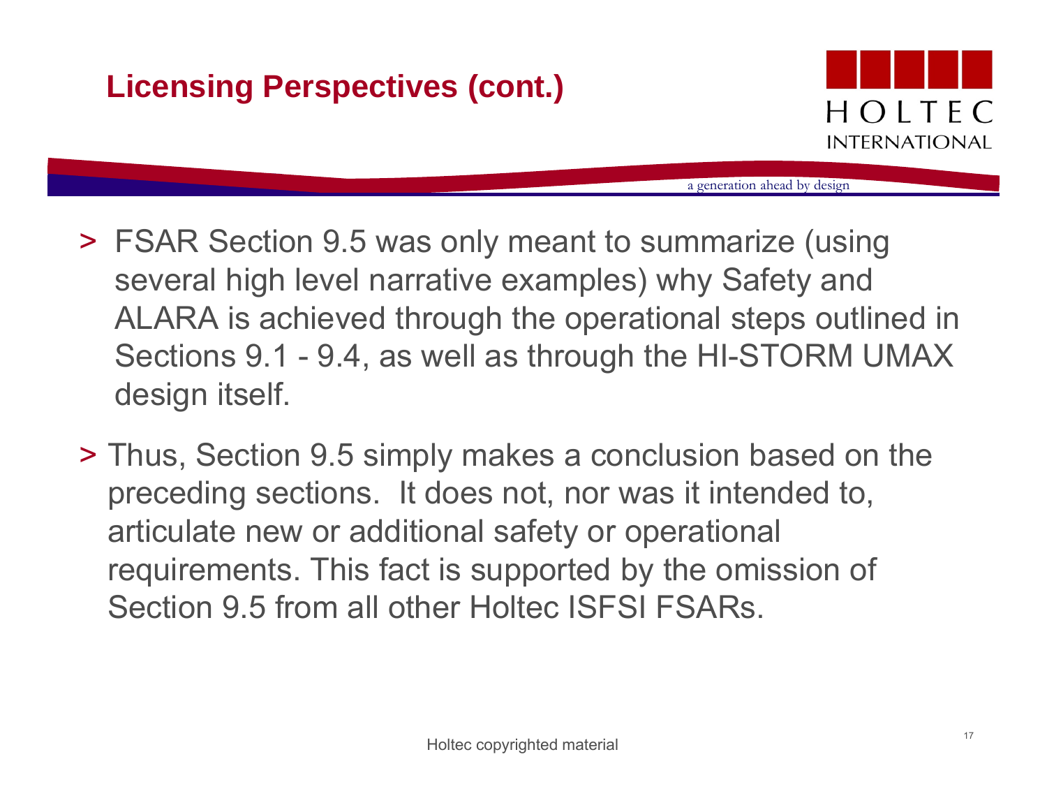# Licensing Perspectives (cont.)

- FSAR Section 9.5 was only meant to summarize (using several high level narrative examples) why Safety and ALARA is achieved through the operational steps outlined in Sections 9.1 - 9.4, as well as through the HI-STORM UMAX design itself.

- Thus, Section 9.5 simply makes a conclusion based on the preceding sections. It does not, nor was it intended to, articulate new or additional safety or operational requirements. This fact is supported by the omission of Section 9.5 from all other Holtec ISFSI FSARs.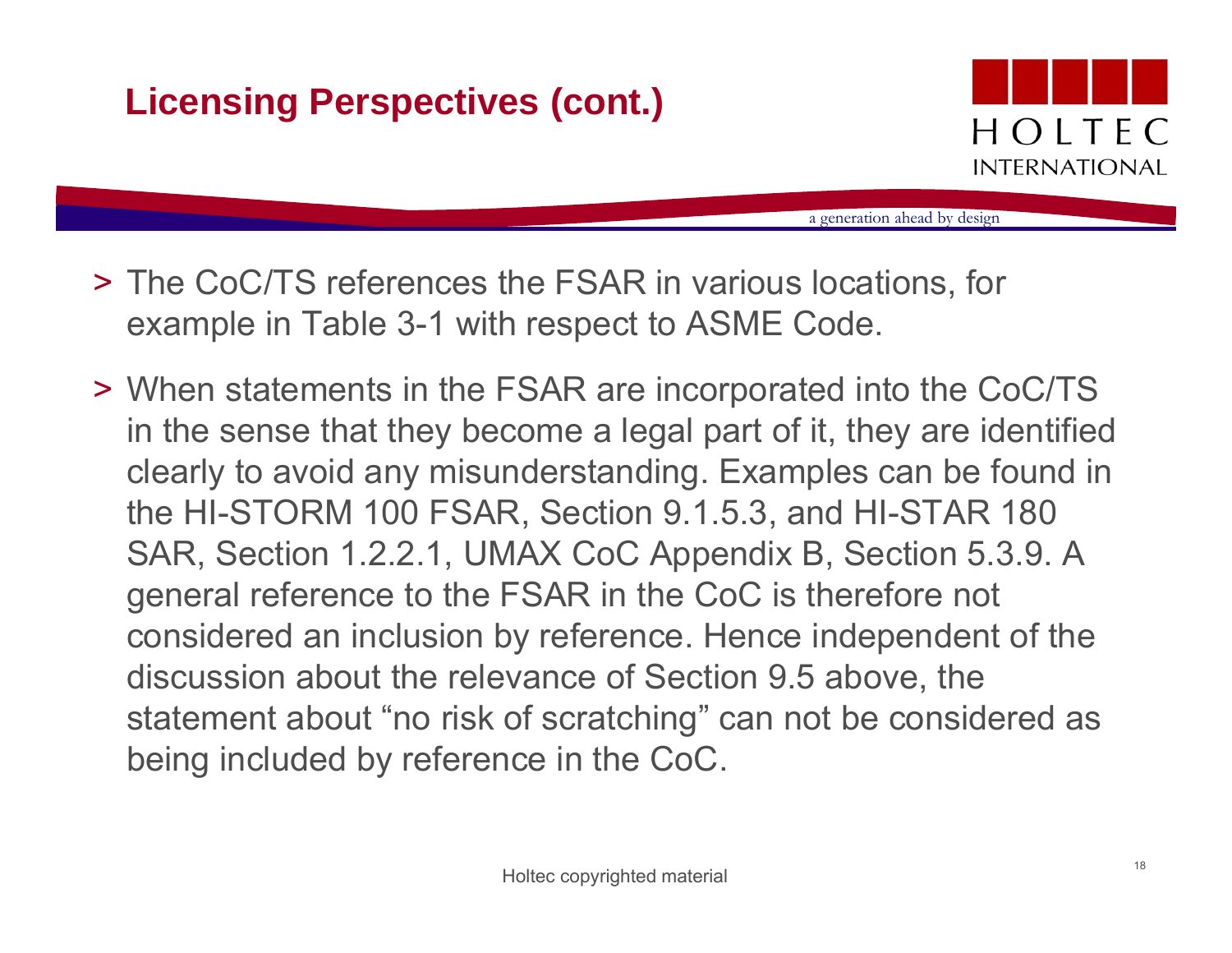# Licensing Perspectives (cont.)

- The CoC/TS references the FSAR in various locations, for example in Table 3-1 with respect to ASME Code.
- When statements in the FSAR are incorporated into the CoC/TS in the sense that they become a legal part of it, they are identified clearly to avoid any misunderstanding. Examples can be found in the HI-STORM 100 FSAR, Section 9.1.5.3, and HI-STAR 180 SAR, Section 1.2.2.1, UMAX CoC Appendix B, Section 5.3.9. A general reference to the FSAR in the CoC is therefore not considered an inclusion by reference. Hence independent of the discussion about the relevance of Section 9.5 above, the statement about "no risk of scratching" can not be considered as being included by reference in the CoC.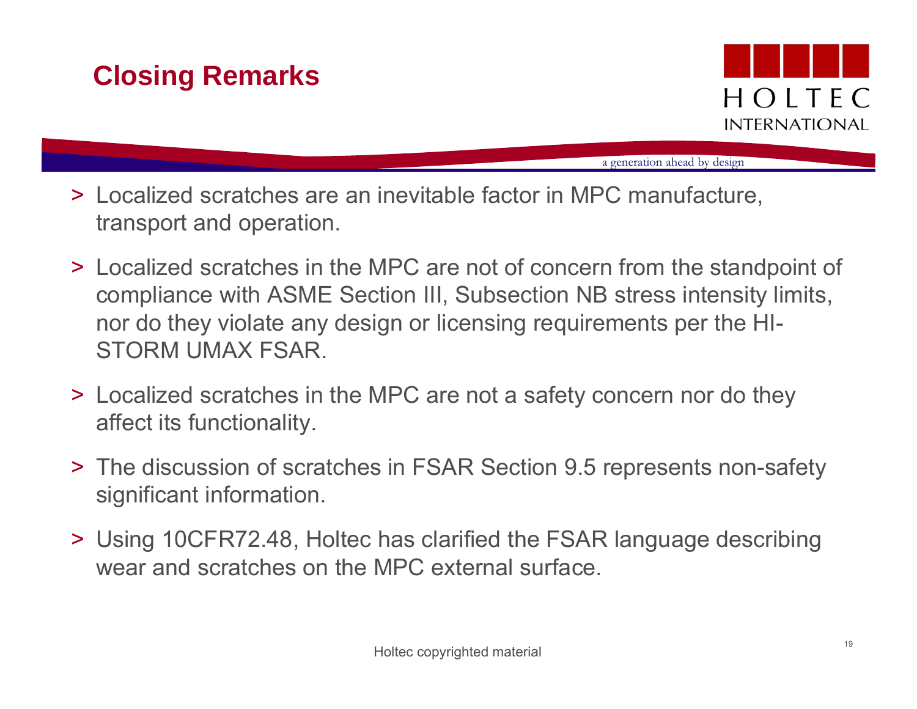## Closing Remarks

> Localized scratches are an inevitable factor in MPC manufacture, transport and operation.

> Localized scratches in the MPC are not of concern from the standpoint of compliance with ASME Section III, Subsection NB stress intensity limits, nor do they violate any design or licensing requirements per the HI-STORM UMAX FSAR.

> Localized scratches in the MPC are not a safety concern nor do they affect its functionality.

> The discussion of scratches in FSAR Section 9.5 represents non-safety significant information.

> Using 10CFR72.48, Holtec has clarified the FSAR language describing wear and scratches on the MPC external surface.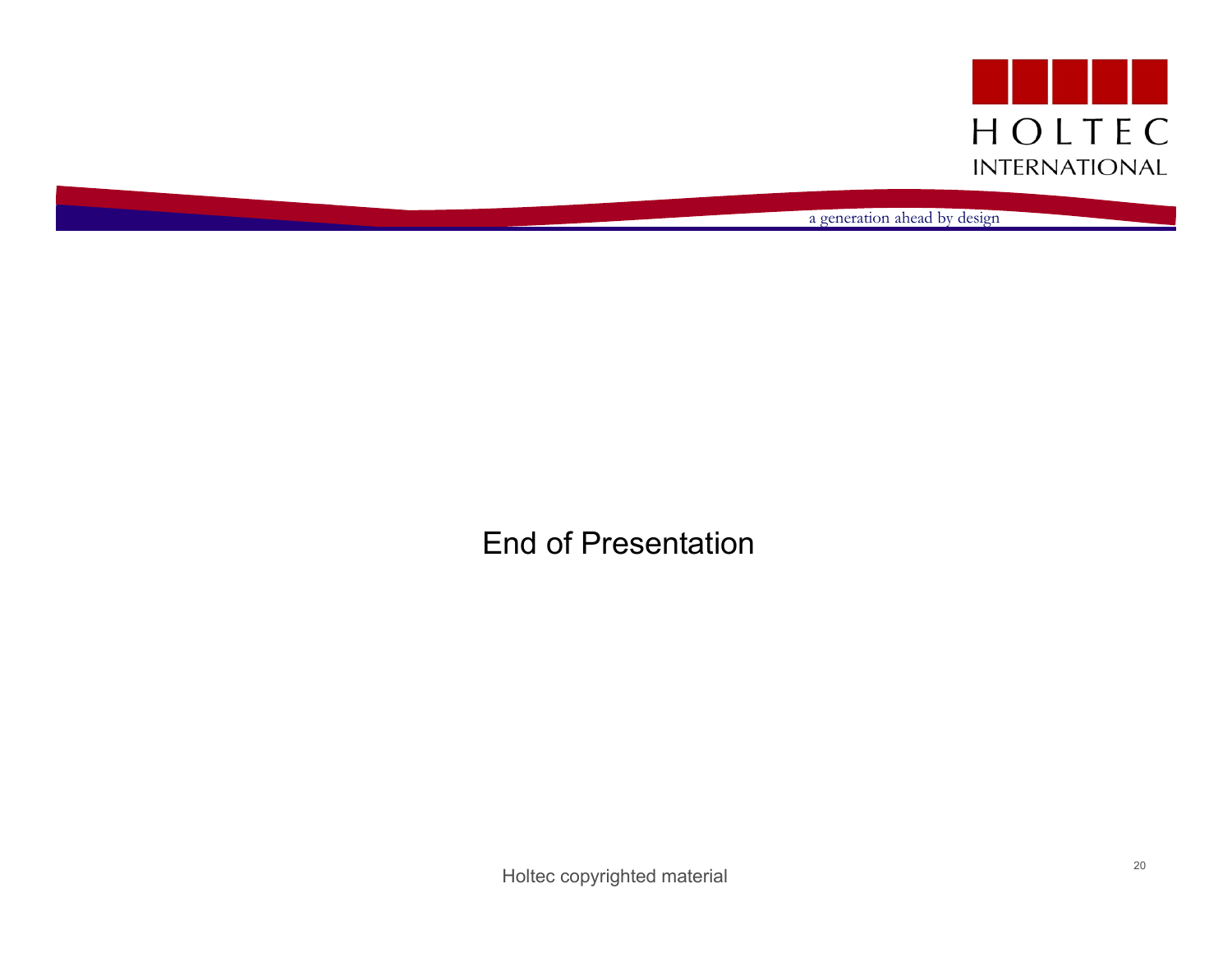End of Presentation